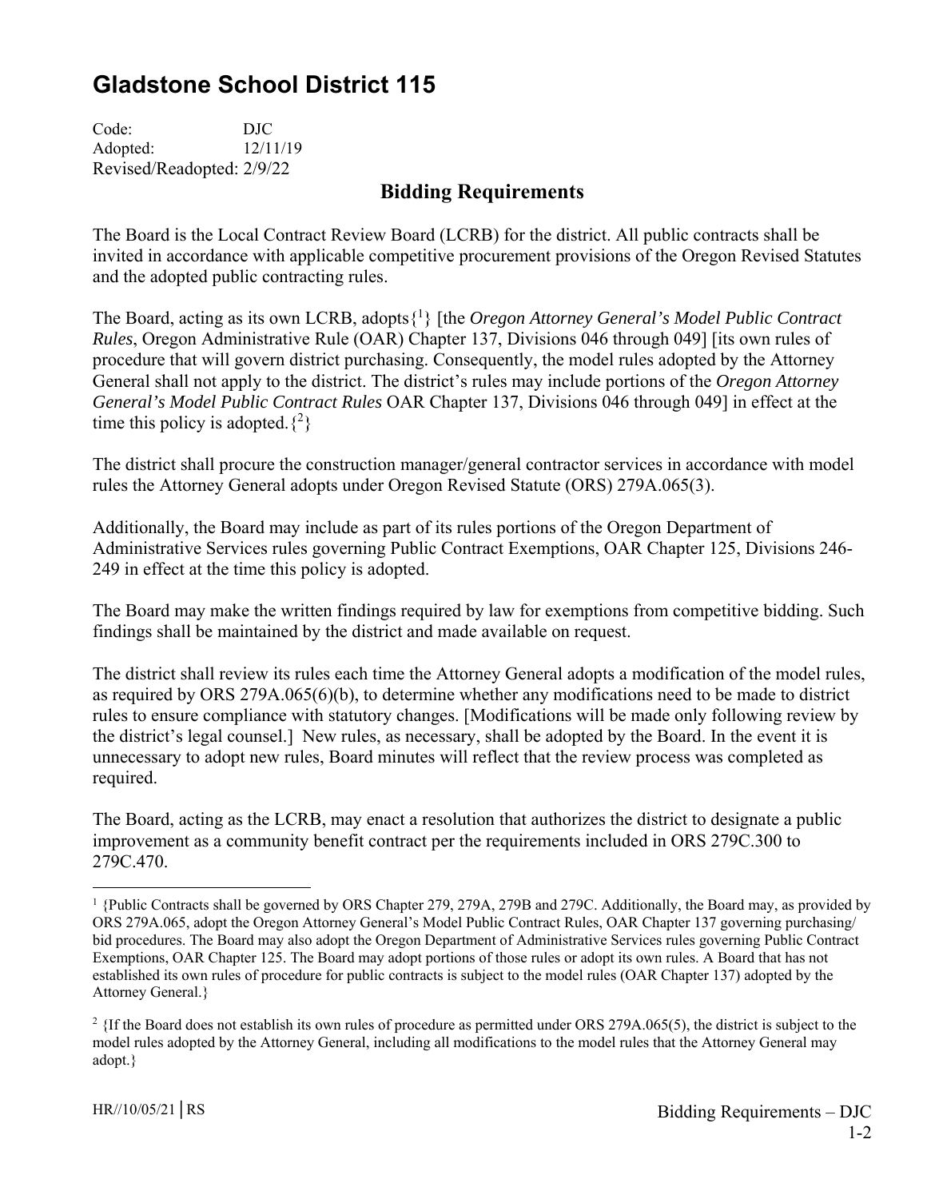# Gladstone School District 115

Code: DJC
Adopted: 12/11/19
Revised/Readopted: 2/9/22

## Bidding Requirements

The Board is the Local Contract Review Board (LCRB) for the district. All public contracts shall be invited in accordance with applicable competitive procurement provisions of the Oregon Revised Statutes and the adopted public contracting rules.

The Board, acting as its own LCRB, adopts{[1]} [the *Oregon Attorney General's Model Public Contract Rules*, Oregon Administrative Rule (OAR) Chapter 137, Divisions 046 through 049] [its own rules of procedure that will govern district purchasing. Consequently, the model rules adopted by the Attorney General shall not apply to the district. The district's rules may include portions of the *Oregon Attorney General's Model Public Contract Rules* OAR Chapter 137, Divisions 046 through 049] in effect at the time this policy is adopted.{[2]}

The district shall procure the construction manager/general contractor services in accordance with model rules the Attorney General adopts under Oregon Revised Statute (ORS) 279A.065(3).

Additionally, the Board may include as part of its rules portions of the Oregon Department of Administrative Services rules governing Public Contract Exemptions, OAR Chapter 125, Divisions 246-249 in effect at the time this policy is adopted.

The Board may make the written findings required by law for exemptions from competitive bidding. Such findings shall be maintained by the district and made available on request.

The district shall review its rules each time the Attorney General adopts a modification of the model rules, as required by ORS 279A.065(6)(b), to determine whether any modifications need to be made to district rules to ensure compliance with statutory changes. [Modifications will be made only following review by the district's legal counsel.] New rules, as necessary, shall be adopted by the Board. In the event it is unnecessary to adopt new rules, Board minutes will reflect that the review process was completed as required.

The Board, acting as the LCRB, may enact a resolution that authorizes the district to designate a public improvement as a community benefit contract per the requirements included in ORS 279C.300 to 279C.470.

---

[1] {Public Contracts shall be governed by ORS Chapter 279, 279A, 279B and 279C. Additionally, the Board may, as provided by ORS 279A.065, adopt the Oregon Attorney General's Model Public Contract Rules, OAR Chapter 137 governing purchasing/ bid procedures. The Board may also adopt the Oregon Department of Administrative Services rules governing Public Contract Exemptions, OAR Chapter 125. The Board may adopt portions of those rules or adopt its own rules. A Board that has not established its own rules of procedure for public contracts is subject to the model rules (OAR Chapter 137) adopted by the Attorney General.}

[2] {If the Board does not establish its own rules of procedure as permitted under ORS 279A.065(5), the district is subject to the model rules adopted by the Attorney General, including all modifications to the model rules that the Attorney General may adopt.}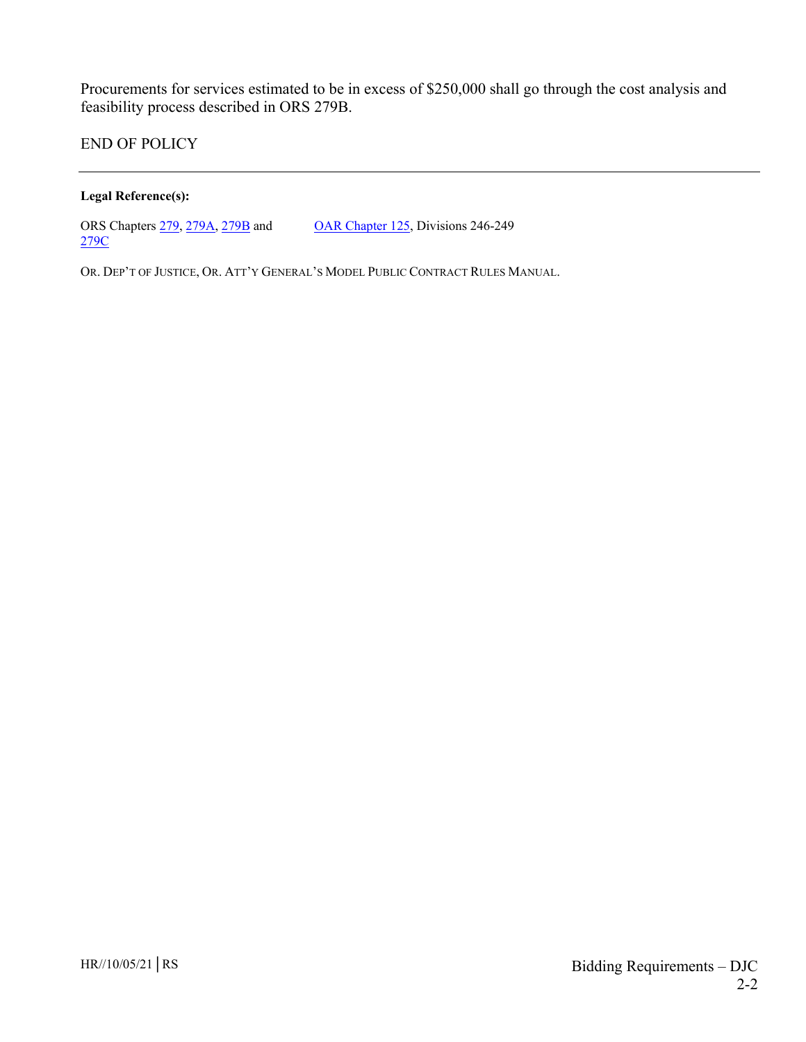Procurements for services estimated to be in excess of $250,000 shall go through the cost analysis and feasibility process described in ORS 279B.

END OF POLICY

---

**Legal Reference(s):**

ORS Chapters 279, 279A, 279B and 279C

OAR Chapter 125, Divisions 246-249

OR. DEP'T OF JUSTICE, OR. ATT'Y GENERAL'S MODEL PUBLIC CONTRACT RULES MANUAL.